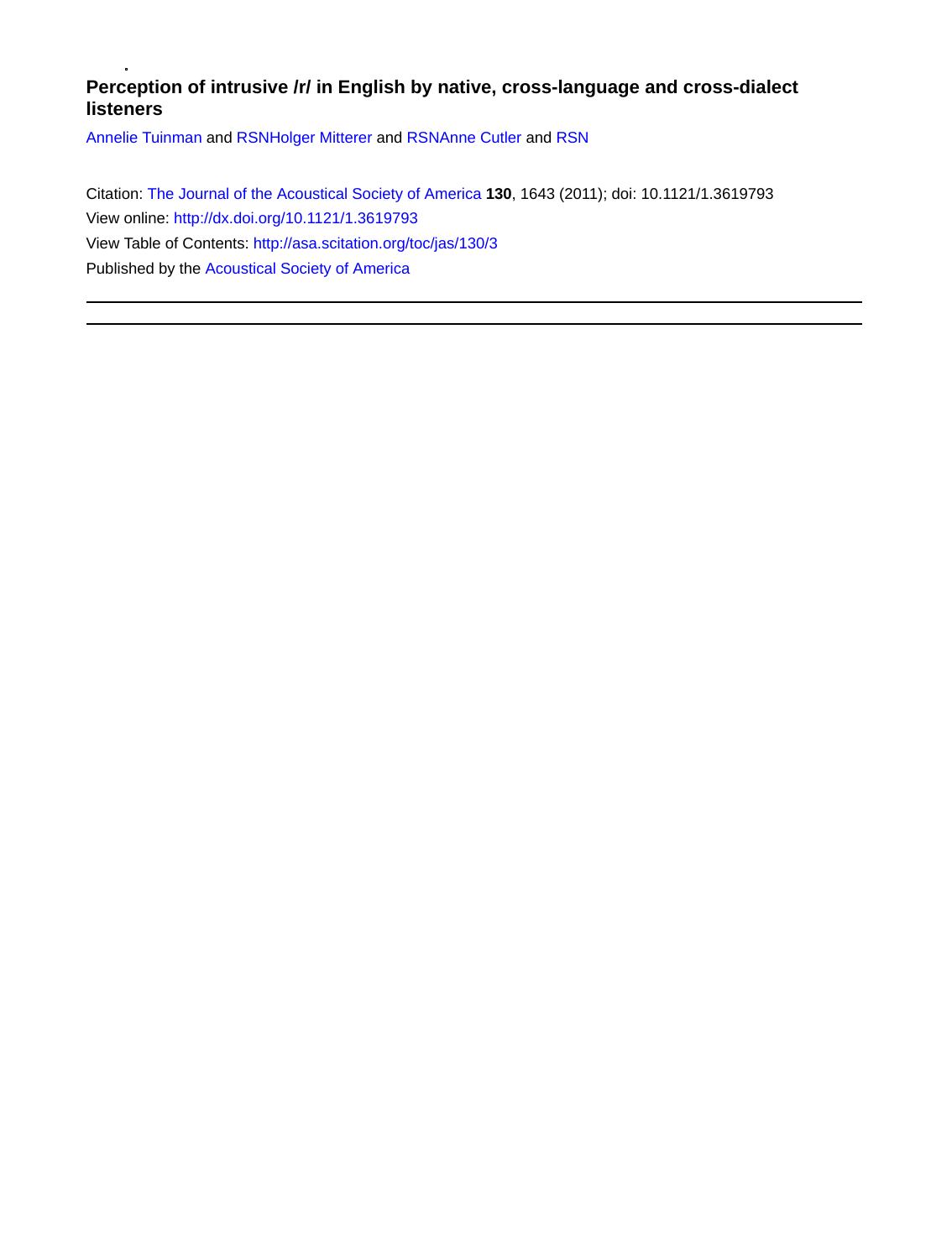# Perception of intrusive /r/ in English by native, cross-language and cross-dialect listeners

Annelie Tuinman and RSNHolger Mitterer and RSNAnne Cutler and RSN

Citation: The Journal of the Acoustical Society of America **130**, 1643 (2011); doi: 10.1121/1.3619793
View online: http://dx.doi.org/10.1121/1.3619793
View Table of Contents: http://asa.scitation.org/toc/jas/130/3
Published by the Acoustical Society of America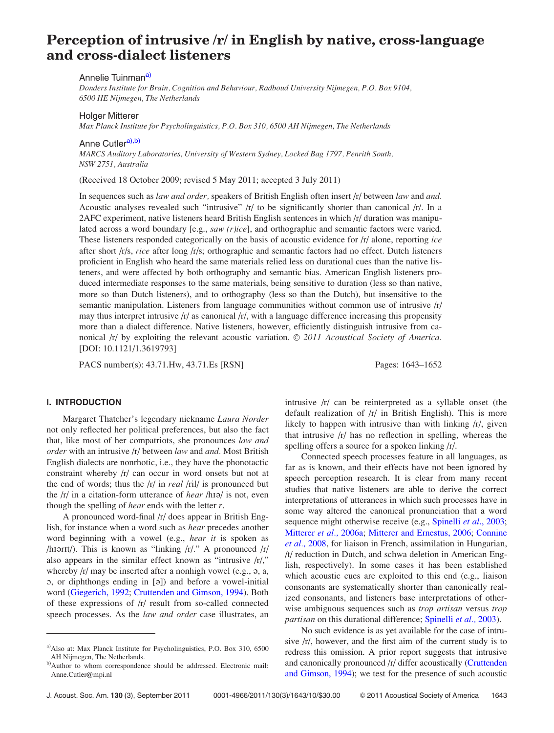# Perception of intrusive /r/ in English by native, cross-language and cross-dialect listeners

Annelie Tuinman[a)]

*Donders Institute for Brain, Cognition and Behaviour, Radboud University Nijmegen, P.O. Box 9104, 6500 HE Nijmegen, The Netherlands*

Holger Mitterer

*Max Planck Institute for Psycholinguistics, P.O. Box 310, 6500 AH Nijmegen, The Netherlands*

Anne Cutler[a),b)]

*MARCS Auditory Laboratories, University of Western Sydney, Locked Bag 1797, Penrith South, NSW 2751, Australia*

(Received 18 October 2009; revised 5 May 2011; accepted 3 July 2011)

In sequences such as *law and order*, speakers of British English often insert /r/ between *law* and *and*. Acoustic analyses revealed such "intrusive" /r/ to be significantly shorter than canonical /r/. In a 2AFC experiment, native listeners heard British English sentences in which /r/ duration was manipulated across a word boundary [e.g., *saw (r)ice*], and orthographic and semantic factors were varied. These listeners responded categorically on the basis of acoustic evidence for /r/ alone, reporting *ice* after short /r/s, *rice* after long /r/s; orthographic and semantic factors had no effect. Dutch listeners proficient in English who heard the same materials relied less on durational cues than the native listeners, and were affected by both orthography and semantic bias. American English listeners produced intermediate responses to the same materials, being sensitive to duration (less so than native, more so than Dutch listeners), and to orthography (less so than the Dutch), but insensitive to the semantic manipulation. Listeners from language communities without common use of intrusive /r/ may thus interpret intrusive /r/ as canonical /r/, with a language difference increasing this propensity more than a dialect difference. Native listeners, however, efficiently distinguish intrusive from canonical /r/ by exploiting the relevant acoustic variation. © *2011 Acoustical Society of America*. [DOI: 10.1121/1.3619793]

PACS number(s): 43.71.Hw, 43.71.Es [RSN]

## I. INTRODUCTION

Margaret Thatcher's legendary nickname *Laura Norder* not only reflected her political preferences, but also the fact that, like most of her compatriots, she pronounces *law and order* with an intrusive /r/ between *law* and *and*. Most British English dialects are nonrhotic, i.e., they have the phonotactic constraint whereby /r/ can occur in word onsets but not at the end of words; thus the /r/ in *real* /ril/ is pronounced but the /r/ in a citation-form utterance of *hear* /hɪə/ is not, even though the spelling of *hear* ends with the letter *r*.

A pronounced word-final /r/ does appear in British English, for instance when a word such as *hear* precedes another word beginning with a vowel (e.g., *hear it* is spoken as /hɪərɪt/). This is known as "linking /r/." A pronounced /r/ also appears in the similar effect known as "intrusive /r/," whereby /r/ may be inserted after a nonhigh vowel (e.g., ə, a, ɔ, or diphthongs ending in [ə]) and before a vowel-initial word (Giegerich, 1992; Cruttenden and Gimson, 1994). Both of these expressions of /r/ result from so-called connected speech processes. As the *law and order* case illustrates, an intrusive /r/ can be reinterpreted as a syllable onset (the default realization of /r/ in British English). This is more likely to happen with intrusive than with linking /r/, given that intrusive /r/ has no reflection in spelling, whereas the spelling offers a source for a spoken linking /r/.

Connected speech processes feature in all languages, as far as is known, and their effects have not been ignored by speech perception research. It is clear from many recent studies that native listeners are able to derive the correct interpretations of utterances in which such processes have in some way altered the canonical pronunciation that a word sequence might otherwise receive (e.g., Spinelli *et al.*, 2003; Mitterer *et al.*, 2006a; Mitterer and Ernestus, 2006; Connine *et al.*, 2008, for liaison in French, assimilation in Hungarian, /t/ reduction in Dutch, and schwa deletion in American English, respectively). In some cases it has been established which acoustic cues are exploited to this end (e.g., liaison consonants are systematically shorter than canonically realized consonants, and listeners base interpretations of otherwise ambiguous sequences such as *trop artisan* versus *trop partisan* on this durational difference; Spinelli *et al.*, 2003).

No such evidence is as yet available for the case of intrusive /r/, however, and the first aim of the current study is to redress this omission. A prior report suggests that intrusive and canonically pronounced /r/ differ acoustically (Cruttenden and Gimson, 1994); we test for the presence of such acoustic

[a)]Also at: Max Planck Institute for Psycholinguistics, P.O. Box 310, 6500 AH Nijmegen, The Netherlands.

[b)]Author to whom correspondence should be addressed. Electronic mail: Anne.Cutler@mpi.nl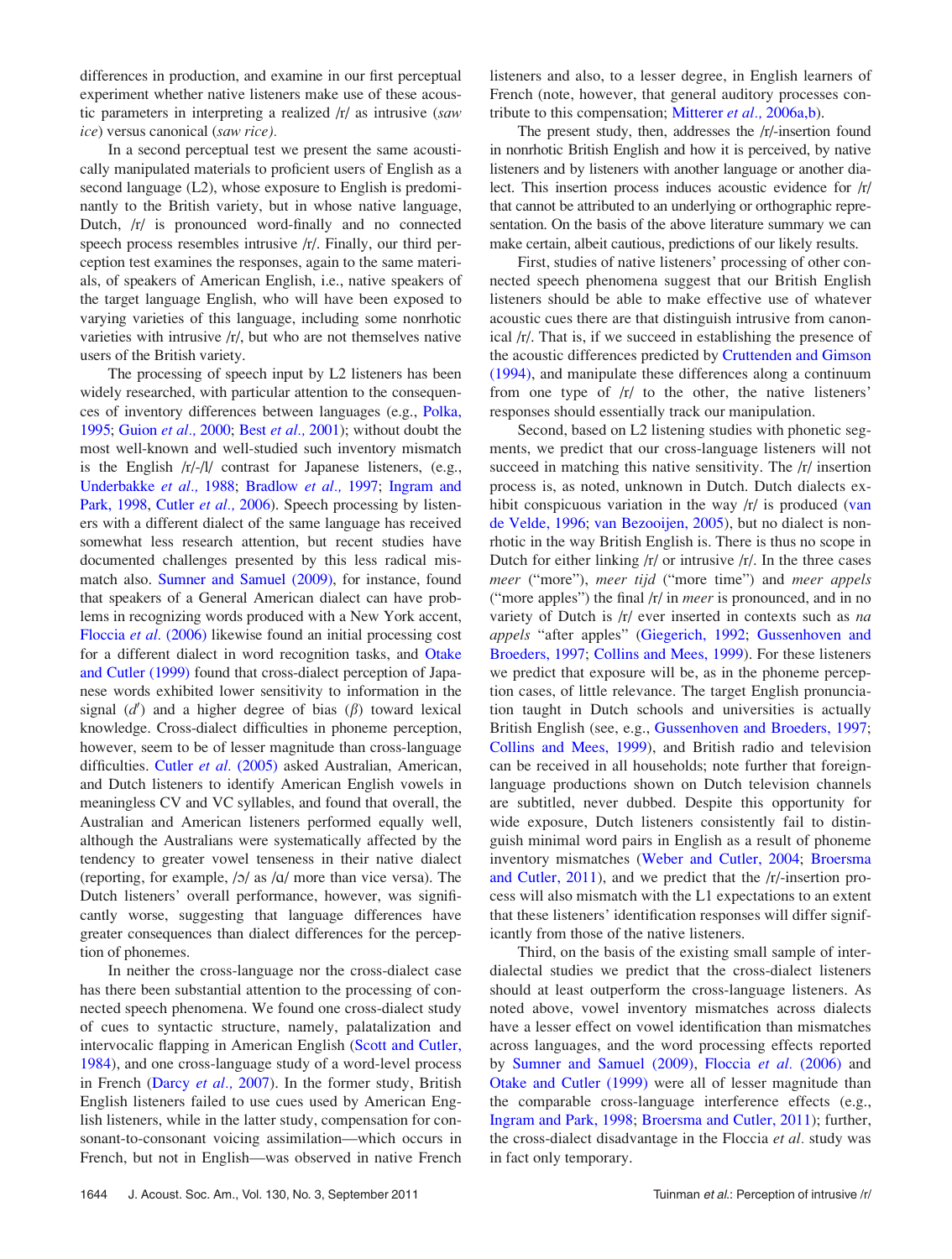differences in production, and examine in our first perceptual experiment whether native listeners make use of these acoustic parameters in interpreting a realized /ɹ/ as intrusive (*saw ice*) versus canonical (*saw rice).*

In a second perceptual test we present the same acoustically manipulated materials to proficient users of English as a second language (L2), whose exposure to English is predominantly to the British variety, but in whose native language, Dutch, /ɹ/ is pronounced word-finally and no connected speech process resembles intrusive /ɹ/. Finally, our third perception test examines the responses, again to the same materials, of speakers of American English, i.e., native speakers of the target language English, who will have been exposed to varying varieties of this language, including some nonrhotic varieties with intrusive /ɹ/, but who are not themselves native users of the British variety.

The processing of speech input by L2 listeners has been widely researched, with particular attention to the consequences of inventory differences between languages (e.g., Polka, 1995; Guion *et al.,* 2000; Best *et al.,* 2001); without doubt the most well-known and well-studied such inventory mismatch is the English /ɹ/-/l/ contrast for Japanese listeners, (e.g., Underbakke *et al.,* 1988; Bradlow *et al.,* 1997; Ingram and Park, 1998, Cutler *et al.,* 2006). Speech processing by listeners with a different dialect of the same language has received somewhat less research attention, but recent studies have documented challenges presented by this less radical mismatch also. Sumner and Samuel (2009), for instance, found that speakers of a General American dialect can have problems in recognizing words produced with a New York accent, Floccia *et al.* (2006) likewise found an initial processing cost for a different dialect in word recognition tasks, and Otake and Cutler (1999) found that cross-dialect perception of Japanese words exhibited lower sensitivity to information in the signal ($d'$) and a higher degree of bias ($\beta$) toward lexical knowledge. Cross-dialect difficulties in phoneme perception, however, seem to be of lesser magnitude than cross-language difficulties. Cutler *et al.* (2005) asked Australian, American, and Dutch listeners to identify American English vowels in meaningless CV and VC syllables, and found that overall, the Australian and American listeners performed equally well, although the Australians were systematically affected by the tendency to greater vowel tenseness in their native dialect (reporting, for example, /ɔ/ as /ɑ/ more than vice versa). The Dutch listeners' overall performance, however, was significantly worse, suggesting that language differences have greater consequences than dialect differences for the perception of phonemes.

In neither the cross-language nor the cross-dialect case has there been substantial attention to the processing of connected speech phenomena. We found one cross-dialect study of cues to syntactic structure, namely, palatalization and intervocalic flapping in American English (Scott and Cutler, 1984), and one cross-language study of a word-level process in French (Darcy *et al.,* 2007). In the former study, British English listeners failed to use cues used by American English listeners, while in the latter study, compensation for consonant-to-consonant voicing assimilation—which occurs in French, but not in English—was observed in native French listeners and also, to a lesser degree, in English learners of French (note, however, that general auditory processes contribute to this compensation; Mitterer *et al.,* 2006a,b).

The present study, then, addresses the /ɹ/-insertion found in nonrhotic British English and how it is perceived, by native listeners and by listeners with another language or another dialect. This insertion process induces acoustic evidence for /ɹ/ that cannot be attributed to an underlying or orthographic representation. On the basis of the above literature summary we can make certain, albeit cautious, predictions of our likely results.

First, studies of native listeners' processing of other connected speech phenomena suggest that our British English listeners should be able to make effective use of whatever acoustic cues there are that distinguish intrusive from canonical /ɹ/. That is, if we succeed in establishing the presence of the acoustic differences predicted by Cruttenden and Gimson (1994), and manipulate these differences along a continuum from one type of /ɹ/ to the other, the native listeners' responses should essentially track our manipulation.

Second, based on L2 listening studies with phonetic segments, we predict that our cross-language listeners will not succeed in matching this native sensitivity. The /ɹ/ insertion process is, as noted, unknown in Dutch. Dutch dialects exhibit conspicuous variation in the way /ɹ/ is produced (van de Velde, 1996; van Bezooijen, 2005), but no dialect is nonrhotic in the way British English is. There is thus no scope in Dutch for either linking /ɹ/ or intrusive /ɹ/. In the three cases *meer* ("more"), *meer tijd* ("more time") and *meer appels* ("more apples") the final /ɹ/ in *meer* is pronounced, and in no variety of Dutch is /ɹ/ ever inserted in contexts such as *na appels* "after apples" (Giegerich, 1992; Gussenhoven and Broeders, 1997; Collins and Mees, 1999). For these listeners we predict that exposure will be, as in the phoneme perception cases, of little relevance. The target English pronunciation taught in Dutch schools and universities is actually British English (see, e.g., Gussenhoven and Broeders, 1997; Collins and Mees, 1999), and British radio and television can be received in all households; note further that foreign-language productions shown on Dutch television channels are subtitled, never dubbed. Despite this opportunity for wide exposure, Dutch listeners consistently fail to distinguish minimal word pairs in English as a result of phoneme inventory mismatches (Weber and Cutler, 2004; Broersma and Cutler, 2011), and we predict that the /ɹ/-insertion process will also mismatch with the L1 expectations to an extent that these listeners' identification responses will differ significantly from those of the native listeners.

Third, on the basis of the existing small sample of interdialectal studies we predict that the cross-dialect listeners should at least outperform the cross-language listeners. As noted above, vowel inventory mismatches across dialects have a lesser effect on vowel identification than mismatches across languages, and the word processing effects reported by Sumner and Samuel (2009), Floccia *et al.* (2006) and Otake and Cutler (1999) were all of lesser magnitude than the comparable cross-language interference effects (e.g., Ingram and Park, 1998; Broersma and Cutler, 2011); further, the cross-dialect disadvantage in the Floccia *et al.* study was in fact only temporary.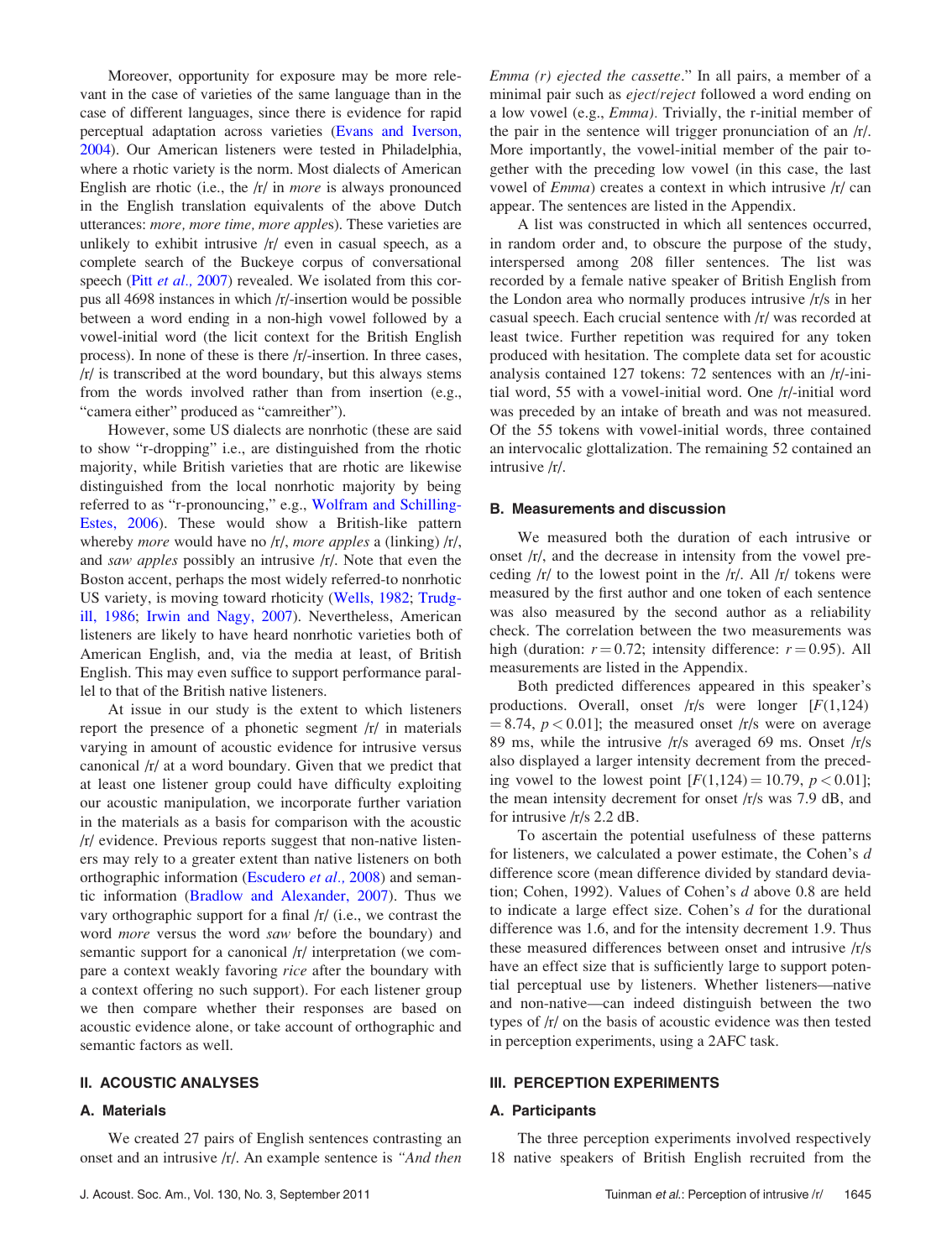Moreover, opportunity for exposure may be more relevant in the case of varieties of the same language than in the case of different languages, since there is evidence for rapid perceptual adaptation across varieties (Evans and Iverson, 2004). Our American listeners were tested in Philadelphia, where a rhotic variety is the norm. Most dialects of American English are rhotic (i.e., the /r/ in *more* is always pronounced in the English translation equivalents of the above Dutch utterances: *more, more time, more apple*s). These varieties are unlikely to exhibit intrusive /r/ even in casual speech, as a complete search of the Buckeye corpus of conversational speech (Pitt *et al.,* 2007) revealed. We isolated from this corpus all 4698 instances in which /r/-insertion would be possible between a word ending in a non-high vowel followed by a vowel-initial word (the licit context for the British English process). In none of these is there /r/-insertion. In three cases, /r/ is transcribed at the word boundary, but this always stems from the words involved rather than from insertion (e.g., "camera either" produced as "camreither").

However, some US dialects are nonrhotic (these are said to show "r-dropping" i.e., are distinguished from the rhotic majority, while British varieties that are rhotic are likewise distinguished from the local nonrhotic majority by being referred to as "r-pronouncing," e.g., Wolfram and Schilling-Estes, 2006). These would show a British-like pattern whereby *more* would have no /r/, *more apples* a (linking) /r/, and *saw apples* possibly an intrusive /r/. Note that even the Boston accent, perhaps the most widely referred-to nonrhotic US variety, is moving toward rhoticity (Wells, 1982; Trudgill, 1986; Irwin and Nagy, 2007). Nevertheless, American listeners are likely to have heard nonrhotic varieties both of American English, and, via the media at least, of British English. This may even suffice to support performance parallel to that of the British native listeners.

At issue in our study is the extent to which listeners report the presence of a phonetic segment /r/ in materials varying in amount of acoustic evidence for intrusive versus canonical /r/ at a word boundary. Given that we predict that at least one listener group could have difficulty exploiting our acoustic manipulation, we incorporate further variation in the materials as a basis for comparison with the acoustic /r/ evidence. Previous reports suggest that non-native listeners may rely to a greater extent than native listeners on both orthographic information (Escudero *et al.,* 2008) and semantic information (Bradlow and Alexander, 2007). Thus we vary orthographic support for a final /r/ (i.e., we contrast the word *more* versus the word *saw* before the boundary) and semantic support for a canonical /r/ interpretation (we compare a context weakly favoring *rice* after the boundary with a context offering no such support). For each listener group we then compare whether their responses are based on acoustic evidence alone, or take account of orthographic and semantic factors as well.

## II. ACOUSTIC ANALYSES

### A. Materials

We created 27 pairs of English sentences contrasting an onset and an intrusive /r/. An example sentence is *"And then Emma (r) ejected the cassette*." In all pairs, a member of a minimal pair such as *eject/reject* followed a word ending on a low vowel (e.g., *Emma).* Trivially, the r-initial member of the pair in the sentence will trigger pronunciation of an /r/. More importantly, the vowel-initial member of the pair together with the preceding low vowel (in this case, the last vowel of *Emma*) creates a context in which intrusive /r/ can appear. The sentences are listed in the Appendix.

A list was constructed in which all sentences occurred, in random order and, to obscure the purpose of the study, interspersed among 208 filler sentences. The list was recorded by a female native speaker of British English from the London area who normally produces intrusive /r/s in her casual speech. Each crucial sentence with /r/ was recorded at least twice. Further repetition was required for any token produced with hesitation. The complete data set for acoustic analysis contained 127 tokens: 72 sentences with an /r/-initial word, 55 with a vowel-initial word. One /r/-initial word was preceded by an intake of breath and was not measured. Of the 55 tokens with vowel-initial words, three contained an intervocalic glottalization. The remaining 52 contained an intrusive /r/.

### B. Measurements and discussion

We measured both the duration of each intrusive or onset /r/, and the decrease in intensity from the vowel preceding /r/ to the lowest point in the /r/. All /r/ tokens were measured by the first author and one token of each sentence was also measured by the second author as a reliability check. The correlation between the two measurements was high (duration: $r = 0.72$; intensity difference: $r = 0.95$). All measurements are listed in the Appendix.

Both predicted differences appeared in this speaker's productions. Overall, onset /r/s were longer [$F(1,124) = 8.74$, $p < 0.01$]; the measured onset /r/s were on average 89 ms, while the intrusive /r/s averaged 69 ms. Onset /r/s also displayed a larger intensity decrement from the preceding vowel to the lowest point [$F(1,124) = 10.79$, $p < 0.01$]; the mean intensity decrement for onset /r/s was 7.9 dB, and for intrusive /r/s 2.2 dB.

To ascertain the potential usefulness of these patterns for listeners, we calculated a power estimate, the Cohen's $d$ difference score (mean difference divided by standard deviation; Cohen, 1992). Values of Cohen's $d$ above 0.8 are held to indicate a large effect size. Cohen's $d$ for the durational difference was 1.6, and for the intensity decrement 1.9. Thus these measured differences between onset and intrusive /r/s have an effect size that is sufficiently large to support potential perceptual use by listeners. Whether listeners—native and non-native—can indeed distinguish between the two types of /r/ on the basis of acoustic evidence was then tested in perception experiments, using a 2AFC task.

## III. PERCEPTION EXPERIMENTS

### A. Participants

The three perception experiments involved respectively 18 native speakers of British English recruited from the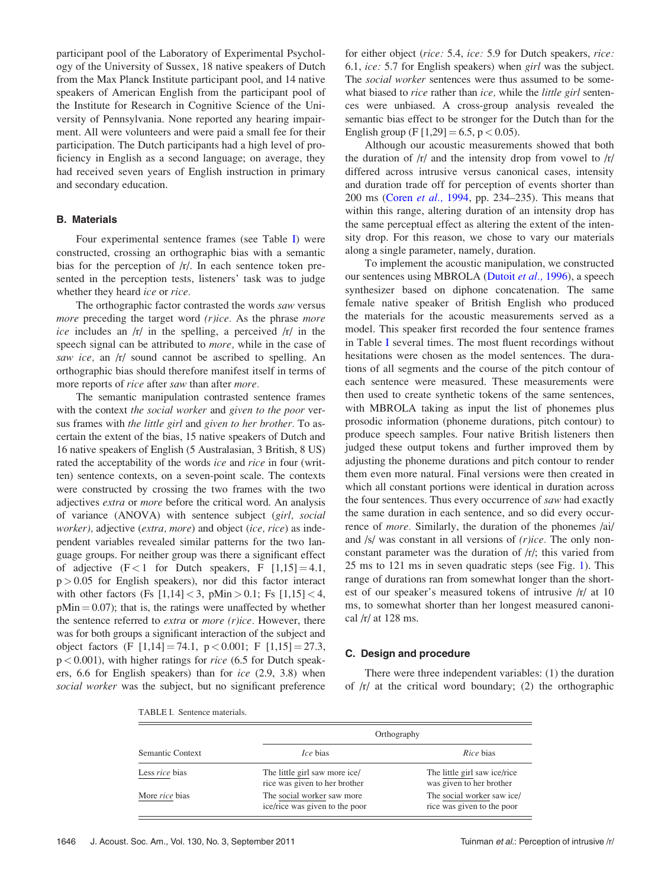participant pool of the Laboratory of Experimental Psychology of the University of Sussex, 18 native speakers of Dutch from the Max Planck Institute participant pool, and 14 native speakers of American English from the participant pool of the Institute for Research in Cognitive Science of the University of Pennsylvania. None reported any hearing impairment. All were volunteers and were paid a small fee for their participation. The Dutch participants had a high level of proficiency in English as a second language; on average, they had received seven years of English instruction in primary and secondary education.

### B. Materials

Four experimental sentence frames (see Table I) were constructed, crossing an orthographic bias with a semantic bias for the perception of /r/. In each sentence token presented in the perception tests, listeners' task was to judge whether they heard *ice* or *rice*.

The orthographic factor contrasted the words *saw* versus *more* preceding the target word *(r)ice*. As the phrase *more ice* includes an /r/ in the spelling, a perceived /r/ in the speech signal can be attributed to *more,* while in the case of *saw ice,* an /r/ sound cannot be ascribed to spelling. An orthographic bias should therefore manifest itself in terms of more reports of *rice* after *saw* than after *more*.

The semantic manipulation contrasted sentence frames with the context *the social worker* and *given to the poor* versus frames with *the little girl* and *given to her brother.* To ascertain the extent of the bias, 15 native speakers of Dutch and 16 native speakers of English (5 Australasian, 3 British, 8 US) rated the acceptability of the words *ice* and *rice* in four (written) sentence contexts, on a seven-point scale. The contexts were constructed by crossing the two frames with the two adjectives *extra* or *more* before the critical word. An analysis of variance (ANOVA) with sentence subject (*girl, social worker*), adjective (*extra, more*) and object (*ice, rice*) as independent variables revealed similar patterns for the two language groups. For neither group was there a significant effect of adjective ($F < 1$ for Dutch speakers, $F\ [1,15] = 4.1$, $p > 0.05$ for English speakers), nor did this factor interact with other factors ($Fs\ [1,14] < 3$, $pMin > 0.1$; $Fs\ [1,15] < 4$, $pMin = 0.07$); that is, the ratings were unaffected by whether the sentence referred to *extra* or *more (r)ice*. However, there was for both groups a significant interaction of the subject and object factors ($F\ [1,14] = 74.1$, $p < 0.001$; $F\ [1,15] = 27.3$, $p < 0.001$), with higher ratings for *rice* (6.5 for Dutch speakers, 6.6 for English speakers) than for *ice* (2.9, 3.8) when *social worker* was the subject, but no significant preference for either object (*rice:* 5.4, *ice:* 5.9 for Dutch speakers, *rice:* 6.1, *ice:* 5.7 for English speakers) when *girl* was the subject. The *social worker* sentences were thus assumed to be somewhat biased to *rice* rather than *ice,* while the *little girl* sentences were unbiased. A cross-group analysis revealed the semantic bias effect to be stronger for the Dutch than for the English group ($F\ [1,29] = 6.5$, $p < 0.05$).

Although our acoustic measurements showed that both the duration of /r/ and the intensity drop from vowel to /r/ differed across intrusive versus canonical cases, intensity and duration trade off for perception of events shorter than 200 ms (Coren *et al.,* 1994, pp. 234–235). This means that within this range, altering duration of an intensity drop has the same perceptual effect as altering the extent of the intensity drop. For this reason, we chose to vary our materials along a single parameter, namely, duration.

To implement the acoustic manipulation, we constructed our sentences using MBROLA (Dutoit *et al.,* 1996), a speech synthesizer based on diphone concatenation. The same female native speaker of British English who produced the materials for the acoustic measurements served as a model. This speaker first recorded the four sentence frames in Table I several times. The most fluent recordings without hesitations were chosen as the model sentences. The durations of all segments and the course of the pitch contour of each sentence were measured. These measurements were then used to create synthetic tokens of the same sentences, with MBROLA taking as input the list of phonemes plus prosodic information (phoneme durations, pitch contour) to produce speech samples. Four native British listeners then judged these output tokens and further improved them by adjusting the phoneme durations and pitch contour to render them even more natural. Final versions were then created in which all constant portions were identical in duration across the four sentences. Thus every occurrence of *saw* had exactly the same duration in each sentence, and so did every occurrence of *more.* Similarly, the duration of the phonemes /ai/ and /s/ was constant in all versions of *(r)ice.* The only nonconstant parameter was the duration of /r/; this varied from 25 ms to 121 ms in seven quadratic steps (see Fig. 1). This range of durations ran from somewhat longer than the shortest of our speaker's measured tokens of intrusive /r/ at 10 ms, to somewhat shorter than her longest measured canonical /r/ at 128 ms.

### C. Design and procedure

There were three independent variables: (1) the duration of /r/ at the critical word boundary; (2) the orthographic

TABLE I. Sentence materials.

| | Orthography | |
|---|---|---|
| Semantic Context | *Ice* bias | *Rice* bias |
| Less *rice* bias | The little girl saw more ice/rice was given to her brother | The little girl saw ice/rice was given to her brother |
| More *rice* bias | The social worker saw more ice/rice was given to the poor | The social worker saw ice/rice was given to the poor |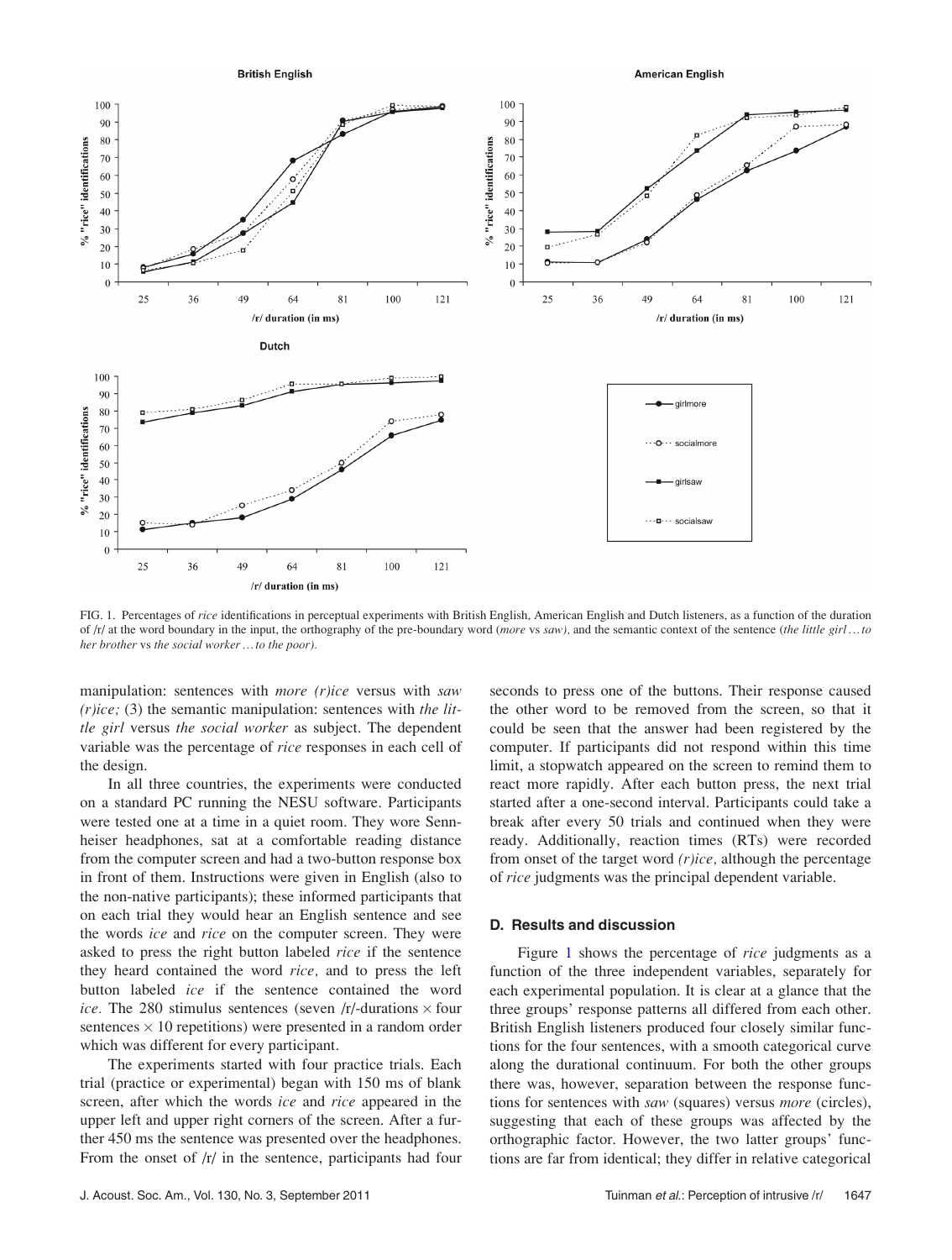FIG. 1. Percentages of *rice* identifications in perceptual experiments with British English, American English and Dutch listeners, as a function of the duration of /r/ at the word boundary in the input, the orthography of the pre-boundary word (*more* vs *saw)*, and the semantic context of the sentence (*the little girl ... to her brother* vs *the social worker ... to the poor)*.

manipulation: sentences with *more (r)ice* versus with *saw (r)ice;* (3) the semantic manipulation: sentences with *the little girl* versus *the social worker* as subject. The dependent variable was the percentage of *rice* responses in each cell of the design.

In all three countries, the experiments were conducted on a standard PC running the NESU software. Participants were tested one at a time in a quiet room. They wore Sennheiser headphones, sat at a comfortable reading distance from the computer screen and had a two-button response box in front of them. Instructions were given in English (also to the non-native participants); these informed participants that on each trial they would hear an English sentence and see the words *ice* and *rice* on the computer screen. They were asked to press the right button labeled *rice* if the sentence they heard contained the word *rice,* and to press the left button labeled *ice* if the sentence contained the word *ice.* The 280 stimulus sentences (seven /r/-durations × four sentences × 10 repetitions) were presented in a random order which was different for every participant.

The experiments started with four practice trials. Each trial (practice or experimental) began with 150 ms of blank screen, after which the words *ice* and *rice* appeared in the upper left and upper right corners of the screen. After a further 450 ms the sentence was presented over the headphones. From the onset of /r/ in the sentence, participants had four seconds to press one of the buttons. Their response caused the other word to be removed from the screen, so that it could be seen that the answer had been registered by the computer. If participants did not respond within this time limit, a stopwatch appeared on the screen to remind them to react more rapidly. After each button press, the next trial started after a one-second interval. Participants could take a break after every 50 trials and continued when they were ready. Additionally, reaction times (RTs) were recorded from onset of the target word *(r)ice,* although the percentage of *rice* judgments was the principal dependent variable.

### D. Results and discussion

Figure 1 shows the percentage of *rice* judgments as a function of the three independent variables, separately for each experimental population. It is clear at a glance that the three groups' response patterns all differed from each other. British English listeners produced four closely similar functions for the four sentences, with a smooth categorical curve along the durational continuum. For both the other groups there was, however, separation between the response functions for sentences with *saw* (squares) versus *more* (circles), suggesting that each of these groups was affected by the orthographic factor. However, the two latter groups' functions are far from identical; they differ in relative categorical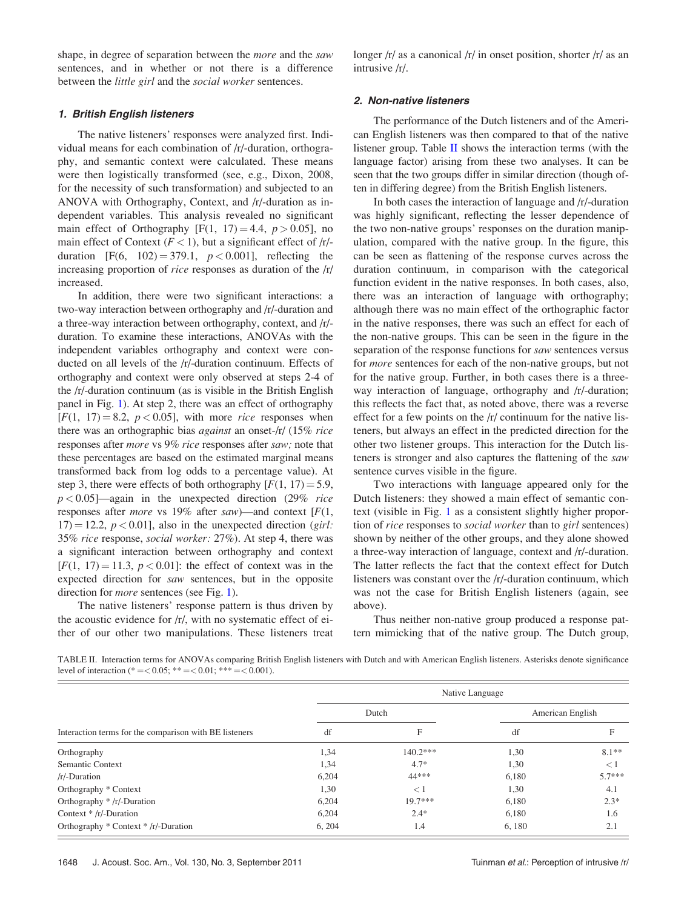shape, in degree of separation between the *more* and the *saw* sentences, and in whether or not there is a difference between the *little girl* and the *social worker* sentences.

### 1. British English listeners

The native listeners' responses were analyzed first. Individual means for each combination of /r/-duration, orthography, and semantic context were calculated. These means were then logistically transformed (see, e.g., Dixon, 2008, for the necessity of such transformation) and subjected to an ANOVA with Orthography, Context, and /r/-duration as independent variables. This analysis revealed no significant main effect of Orthography [$F(1,\ 17) = 4.4,\ p > 0.05$], no main effect of Context ($F < 1$), but a significant effect of /r/-duration [$F(6,\ 102) = 379.1,\ p < 0.001$], reflecting the increasing proportion of *rice* responses as duration of the /r/ increased.

In addition, there were two significant interactions: a two-way interaction between orthography and /r/-duration and a three-way interaction between orthography, context, and /r/-duration. To examine these interactions, ANOVAs with the independent variables orthography and context were conducted on all levels of the /r/-duration continuum. Effects of orthography and context were only observed at steps 2-4 of the /r/-duration continuum (as is visible in the British English panel in Fig. 1). At step 2, there was an effect of orthography [$F(1,\ 17) = 8.2,\ p < 0.05$], with more *rice* responses when there was an orthographic bias *against* an onset-/r/ (15% *rice* responses after *more* vs 9% *rice* responses after *saw;* note that these percentages are based on the estimated marginal means transformed back from log odds to a percentage value). At step 3, there were effects of both orthography [$F(1,\ 17) = 5.9,\ p < 0.05$]—again in the unexpected direction (29% *rice* responses after *more* vs 19% after *saw*)—and context [$F(1,\ 17) = 12.2,\ p < 0.01$], also in the unexpected direction (*girl:* 35% *rice* response, *social worker:* 27%). At step 4, there was a significant interaction between orthography and context [$F(1,\ 17) = 11.3,\ p < 0.01$]: the effect of context was in the expected direction for *saw* sentences, but in the opposite direction for *more* sentences (see Fig. 1).

The native listeners' response pattern is thus driven by the acoustic evidence for /r/, with no systematic effect of either of our other two manipulations. These listeners treat longer /r/ as a canonical /r/ in onset position, shorter /r/ as an intrusive /r/.

### 2. Non-native listeners

The performance of the Dutch listeners and of the American English listeners was then compared to that of the native listener group. Table II shows the interaction terms (with the language factor) arising from these two analyses. It can be seen that the two groups differ in similar direction (though often in differing degree) from the British English listeners.

In both cases the interaction of language and /r/-duration was highly significant, reflecting the lesser dependence of the two non-native groups' responses on the duration manipulation, compared with the native group. In the figure, this can be seen as flattening of the response curves across the duration continuum, in comparison with the categorical function evident in the native responses. In both cases, also, there was an interaction of language with orthography; although there was no main effect of the orthographic factor in the native responses, there was such an effect for each of the non-native groups. This can be seen in the figure in the separation of the response functions for *saw* sentences versus for *more* sentences for each of the non-native groups, but not for the native group. Further, in both cases there is a three-way interaction of language, orthography and /r/-duration; this reflects the fact that, as noted above, there was a reverse effect for a few points on the /r/ continuum for the native listeners, but always an effect in the predicted direction for the other two listener groups. This interaction for the Dutch listeners is stronger and also captures the flattening of the *saw* sentence curves visible in the figure.

Two interactions with language appeared only for the Dutch listeners: they showed a main effect of semantic context (visible in Fig. 1 as a consistent slightly higher proportion of *rice* responses to *social worker* than to *girl* sentences) shown by neither of the other groups, and they alone showed a three-way interaction of language, context and /r/-duration. The latter reflects the fact that the context effect for Dutch listeners was constant over the /r/-duration continuum, which was not the case for British English listeners (again, see above).

Thus neither non-native group produced a response pattern mimicking that of the native group. The Dutch group,

TABLE II. Interaction terms for ANOVAs comparing British English listeners with Dutch and with American English listeners. Asterisks denote significance level of interaction (* =< 0.05; ** =< 0.01; *** =< 0.001).

| | Native Language | | | |
|---|---|---|---|---|
| | Dutch | | American English | |
| Interaction terms for the comparison with BE listeners | df | F | df | F |
| Orthography | 1,34 | 140.2*** | 1,30 | 8.1** |
| Semantic Context | 1,34 | 4.7* | 1,30 | < 1 |
| /r/-Duration | 6,204 | 44*** | 6,180 | 5.7*** |
| Orthography * Context | 1,30 | < 1 | 1,30 | 4.1 |
| Orthography * /r/-Duration | 6,204 | 19.7*** | 6,180 | 2.3* |
| Context * /r/-Duration | 6,204 | 2.4* | 6,180 | 1.6 |
| Orthography * Context * /r/-Duration | 6, 204 | 1.4 | 6, 180 | 2.1 |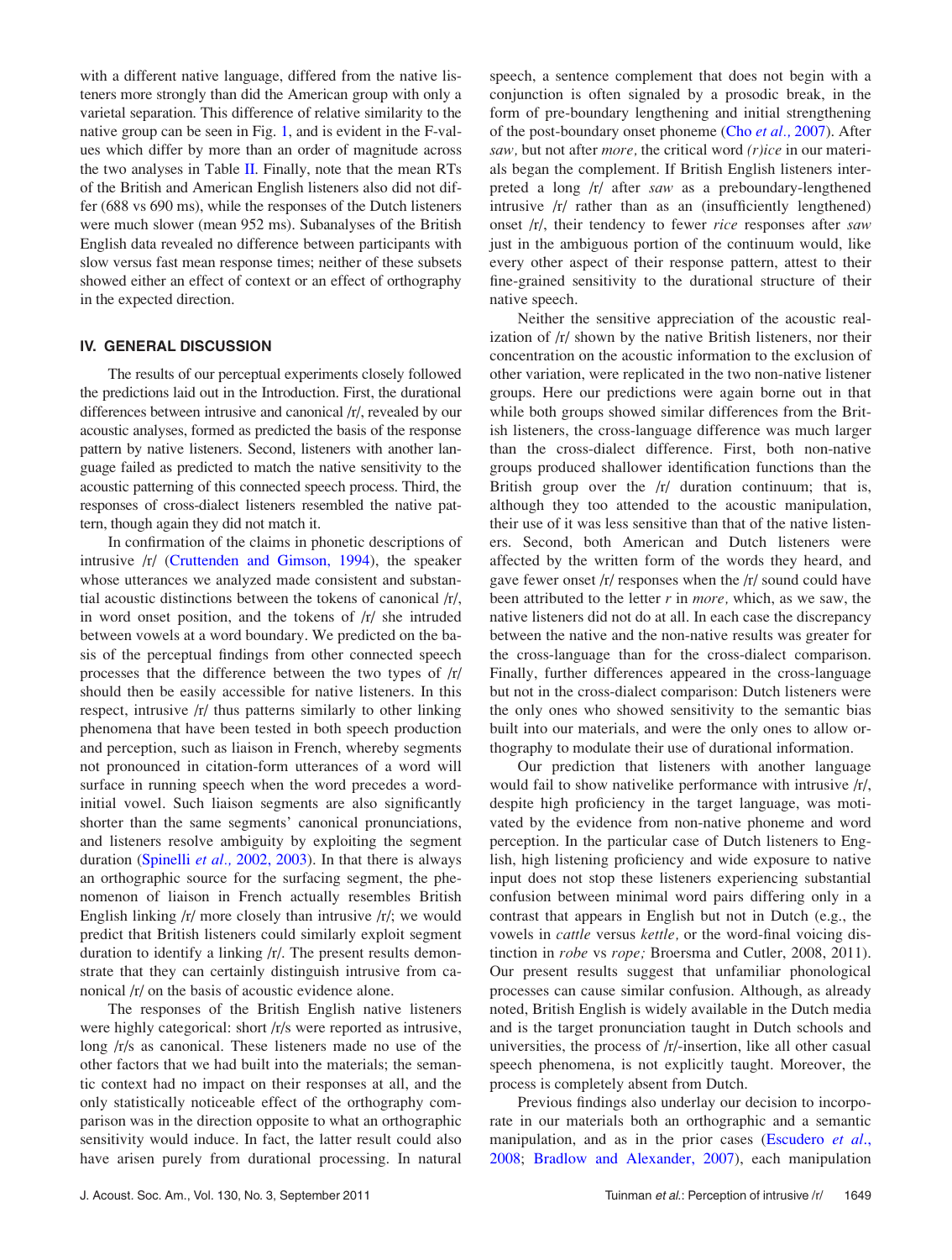with a different native language, differed from the native listeners more strongly than did the American group with only a varietal separation. This difference of relative similarity to the native group can be seen in Fig. 1, and is evident in the F-values which differ by more than an order of magnitude across the two analyses in Table II. Finally, note that the mean RTs of the British and American English listeners also did not differ (688 vs 690 ms), while the responses of the Dutch listeners were much slower (mean 952 ms). Subanalyses of the British English data revealed no difference between participants with slow versus fast mean response times; neither of these subsets showed either an effect of context or an effect of orthography in the expected direction.

## IV. GENERAL DISCUSSION

The results of our perceptual experiments closely followed the predictions laid out in the Introduction. First, the durational differences between intrusive and canonical /r/, revealed by our acoustic analyses, formed as predicted the basis of the response pattern by native listeners. Second, listeners with another language failed as predicted to match the native sensitivity to the acoustic patterning of this connected speech process. Third, the responses of cross-dialect listeners resembled the native pattern, though again they did not match it.

In confirmation of the claims in phonetic descriptions of intrusive /r/ (Cruttenden and Gimson, 1994), the speaker whose utterances we analyzed made consistent and substantial acoustic distinctions between the tokens of canonical /r/, in word onset position, and the tokens of /r/ she intruded between vowels at a word boundary. We predicted on the basis of the perceptual findings from other connected speech processes that the difference between the two types of /r/ should then be easily accessible for native listeners. In this respect, intrusive /r/ thus patterns similarly to other linking phenomena that have been tested in both speech production and perception, such as liaison in French, whereby segments not pronounced in citation-form utterances of a word will surface in running speech when the word precedes a word-initial vowel. Such liaison segments are also significantly shorter than the same segments' canonical pronunciations, and listeners resolve ambiguity by exploiting the segment duration (Spinelli *et al.,* 2002, 2003). In that there is always an orthographic source for the surfacing segment, the phenomenon of liaison in French actually resembles British English linking /r/ more closely than intrusive /r/; we would predict that British listeners could similarly exploit segment duration to identify a linking /r/. The present results demonstrate that they can certainly distinguish intrusive from canonical /r/ on the basis of acoustic evidence alone.

The responses of the British English native listeners were highly categorical: short /r/s were reported as intrusive, long /r/s as canonical. These listeners made no use of the other factors that we had built into the materials; the semantic context had no impact on their responses at all, and the only statistically noticeable effect of the orthography comparison was in the direction opposite to what an orthographic sensitivity would induce. In fact, the latter result could also have arisen purely from durational processing. In natural speech, a sentence complement that does not begin with a conjunction is often signaled by a prosodic break, in the form of pre-boundary lengthening and initial strengthening of the post-boundary onset phoneme (Cho *et al.,* 2007). After *saw,* but not after *more,* the critical word *(r)ice* in our materials began the complement. If British English listeners interpreted a long /r/ after *saw* as a preboundary-lengthened intrusive /r/ rather than as an (insufficiently lengthened) onset /r/, their tendency to fewer *rice* responses after *saw* just in the ambiguous portion of the continuum would, like every other aspect of their response pattern, attest to their fine-grained sensitivity to the durational structure of their native speech.

Neither the sensitive appreciation of the acoustic realization of /r/ shown by the native British listeners, nor their concentration on the acoustic information to the exclusion of other variation, were replicated in the two non-native listener groups. Here our predictions were again borne out in that while both groups showed similar differences from the British listeners, the cross-language difference was much larger than the cross-dialect difference. First, both non-native groups produced shallower identification functions than the British group over the /r/ duration continuum; that is, although they too attended to the acoustic manipulation, their use of it was less sensitive than that of the native listeners. Second, both American and Dutch listeners were affected by the written form of the words they heard, and gave fewer onset /r/ responses when the /r/ sound could have been attributed to the letter *r* in *more,* which, as we saw, the native listeners did not do at all. In each case the discrepancy between the native and the non-native results was greater for the cross-language than for the cross-dialect comparison. Finally, further differences appeared in the cross-language but not in the cross-dialect comparison: Dutch listeners were the only ones who showed sensitivity to the semantic bias built into our materials, and were the only ones to allow orthography to modulate their use of durational information.

Our prediction that listeners with another language would fail to show nativelike performance with intrusive /r/, despite high proficiency in the target language, was motivated by the evidence from non-native phoneme and word perception. In the particular case of Dutch listeners to English, high listening proficiency and wide exposure to native input does not stop these listeners experiencing substantial confusion between minimal word pairs differing only in a contrast that appears in English but not in Dutch (e.g., the vowels in *cattle* versus *kettle,* or the word-final voicing distinction in *robe* vs *rope;* Broersma and Cutler, 2008, 2011). Our present results suggest that unfamiliar phonological processes can cause similar confusion. Although, as already noted, British English is widely available in the Dutch media and is the target pronunciation taught in Dutch schools and universities, the process of /r/-insertion, like all other casual speech phenomena, is not explicitly taught. Moreover, the process is completely absent from Dutch.

Previous findings also underlay our decision to incorporate in our materials both an orthographic and a semantic manipulation, and as in the prior cases (Escudero *et al.,* 2008; Bradlow and Alexander, 2007), each manipulation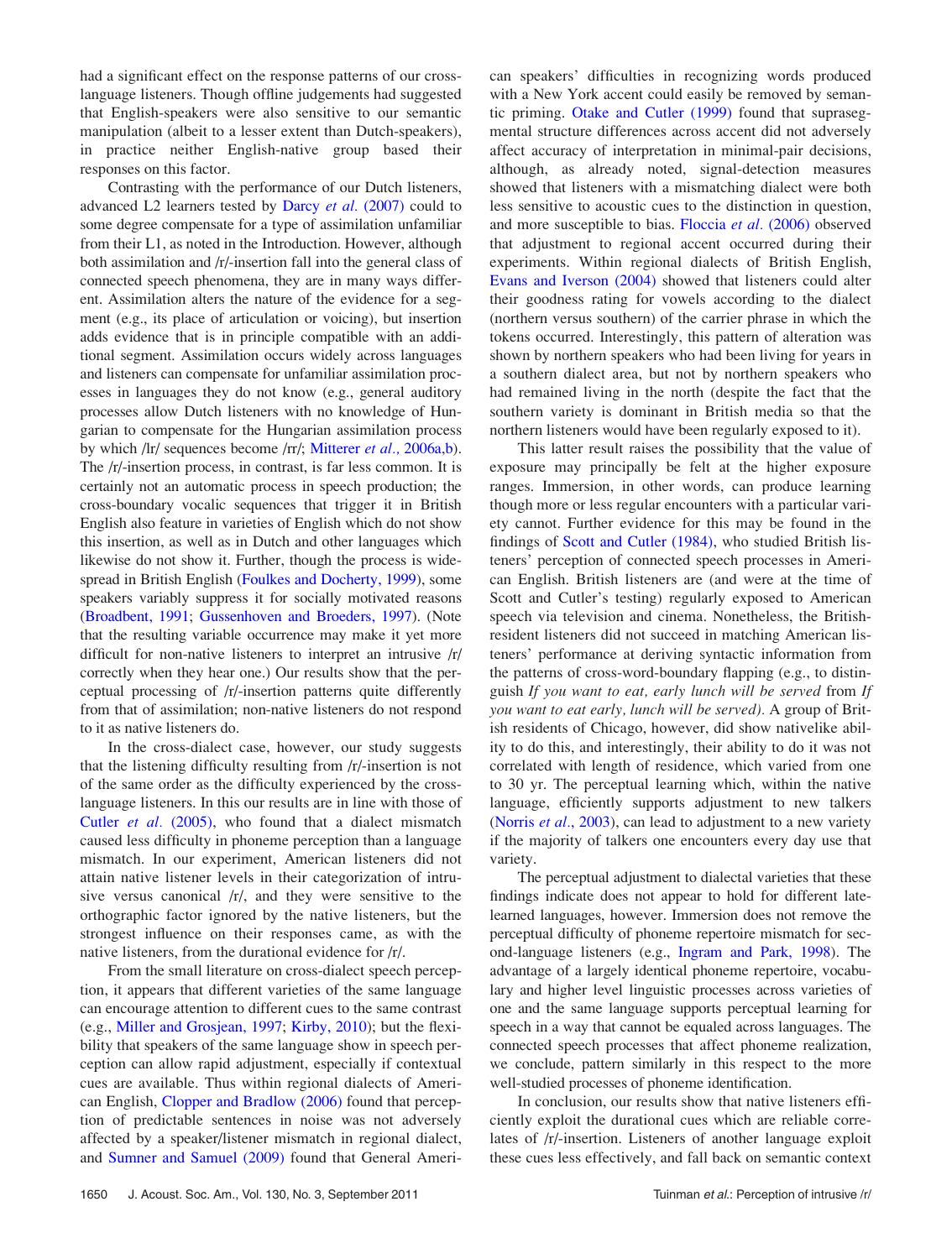had a significant effect on the response patterns of our cross-language listeners. Though offline judgements had suggested that English-speakers were also sensitive to our semantic manipulation (albeit to a lesser extent than Dutch-speakers), in practice neither English-native group based their responses on this factor.

Contrasting with the performance of our Dutch listeners, advanced L2 learners tested by Darcy *et al.* (2007) could to some degree compensate for a type of assimilation unfamiliar from their L1, as noted in the Introduction. However, although both assimilation and /r/-insertion fall into the general class of connected speech phenomena, they are in many ways different. Assimilation alters the nature of the evidence for a segment (e.g., its place of articulation or voicing), but insertion adds evidence that is in principle compatible with an additional segment. Assimilation occurs widely across languages and listeners can compensate for unfamiliar assimilation processes in languages they do not know (e.g., general auditory processes allow Dutch listeners with no knowledge of Hungarian to compensate for the Hungarian assimilation process by which /lr/ sequences become /rr/; Mitterer *et al.*, 2006a,b). The /r/-insertion process, in contrast, is far less common. It is certainly not an automatic process in speech production; the cross-boundary vocalic sequences that trigger it in British English also feature in varieties of English which do not show this insertion, as well as in Dutch and other languages which likewise do not show it. Further, though the process is widespread in British English (Foulkes and Docherty, 1999), some speakers variably suppress it for socially motivated reasons (Broadbent, 1991; Gussenhoven and Broeders, 1997). (Note that the resulting variable occurrence may make it yet more difficult for non-native listeners to interpret an intrusive /r/ correctly when they hear one.) Our results show that the perceptual processing of /r/-insertion patterns quite differently from that of assimilation; non-native listeners do not respond to it as native listeners do.

In the cross-dialect case, however, our study suggests that the listening difficulty resulting from /r/-insertion is not of the same order as the difficulty experienced by the cross-language listeners. In this our results are in line with those of Cutler *et al.* (2005), who found that a dialect mismatch caused less difficulty in phoneme perception than a language mismatch. In our experiment, American listeners did not attain native listener levels in their categorization of intrusive versus canonical /r/, and they were sensitive to the orthographic factor ignored by the native listeners, but the strongest influence on their responses came, as with the native listeners, from the durational evidence for /r/.

From the small literature on cross-dialect speech perception, it appears that different varieties of the same language can encourage attention to different cues to the same contrast (e.g., Miller and Grosjean, 1997; Kirby, 2010); but the flexibility that speakers of the same language show in speech perception can allow rapid adjustment, especially if contextual cues are available. Thus within regional dialects of American English, Clopper and Bradlow (2006) found that perception of predictable sentences in noise was not adversely affected by a speaker/listener mismatch in regional dialect, and Sumner and Samuel (2009) found that General American speakers' difficulties in recognizing words produced with a New York accent could easily be removed by semantic priming. Otake and Cutler (1999) found that suprasegmental structure differences across accent did not adversely affect accuracy of interpretation in minimal-pair decisions, although, as already noted, signal-detection measures showed that listeners with a mismatching dialect were both less sensitive to acoustic cues to the distinction in question, and more susceptible to bias. Floccia *et al.* (2006) observed that adjustment to regional accent occurred during their experiments. Within regional dialects of British English, Evans and Iverson (2004) showed that listeners could alter their goodness rating for vowels according to the dialect (northern versus southern) of the carrier phrase in which the tokens occurred. Interestingly, this pattern of alteration was shown by northern speakers who had been living for years in a southern dialect area, but not by northern speakers who had remained living in the north (despite the fact that the southern variety is dominant in British media so that the northern listeners would have been regularly exposed to it).

This latter result raises the possibility that the value of exposure may principally be felt at the higher exposure ranges. Immersion, in other words, can produce learning though more or less regular encounters with a particular variety cannot. Further evidence for this may be found in the findings of Scott and Cutler (1984), who studied British listeners' perception of connected speech processes in American English. British listeners are (and were at the time of Scott and Cutler's testing) regularly exposed to American speech via television and cinema. Nonetheless, the British-resident listeners did not succeed in matching American listeners' performance at deriving syntactic information from the patterns of cross-word-boundary flapping (e.g., to distinguish *If you want to eat, early lunch will be served* from *If you want to eat early, lunch will be served).* A group of British residents of Chicago, however, did show nativelike ability to do this, and interestingly, their ability to do it was not correlated with length of residence, which varied from one to 30 yr. The perceptual learning which, within the native language, efficiently supports adjustment to new talkers (Norris *et al.*, 2003), can lead to adjustment to a new variety if the majority of talkers one encounters every day use that variety.

The perceptual adjustment to dialectal varieties that these findings indicate does not appear to hold for different late-learned languages, however. Immersion does not remove the perceptual difficulty of phoneme repertoire mismatch for second-language listeners (e.g., Ingram and Park, 1998). The advantage of a largely identical phoneme repertoire, vocabulary and higher level linguistic processes across varieties of one and the same language supports perceptual learning for speech in a way that cannot be equaled across languages. The connected speech processes that affect phoneme realization, we conclude, pattern similarly in this respect to the more well-studied processes of phoneme identification.

In conclusion, our results show that native listeners efficiently exploit the durational cues which are reliable correlates of /r/-insertion. Listeners of another language exploit these cues less effectively, and fall back on semantic context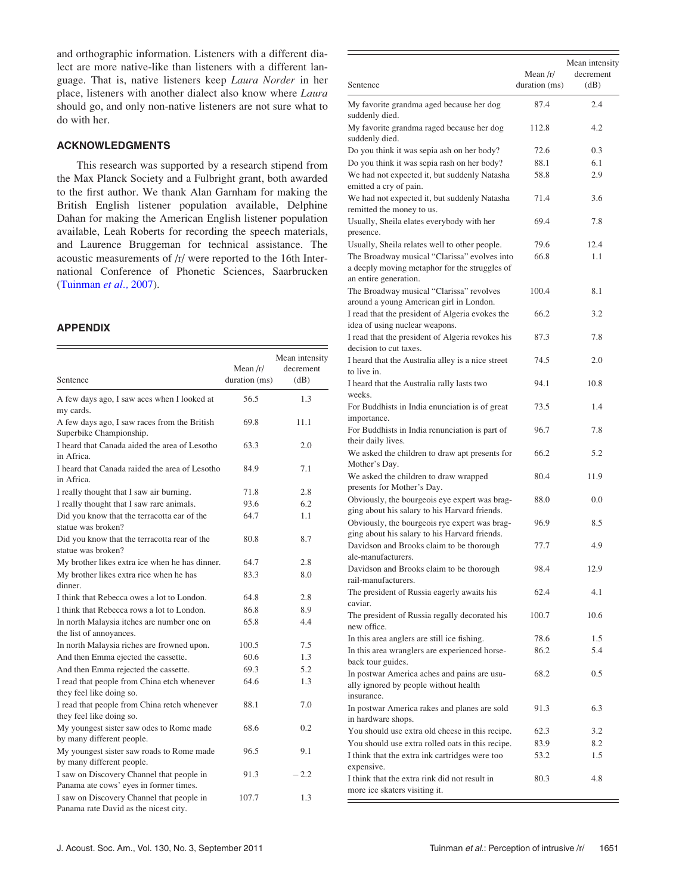and orthographic information. Listeners with a different dialect are more native-like than listeners with a different language. That is, native listeners keep *Laura Norder* in her place, listeners with another dialect also know where *Laura* should go, and only non-native listeners are not sure what to do with her.

## ACKNOWLEDGMENTS

This research was supported by a research stipend from the Max Planck Society and a Fulbright grant, both awarded to the first author. We thank Alan Garnham for making the British English listener population available, Delphine Dahan for making the American English listener population available, Leah Roberts for recording the speech materials, and Laurence Bruggeman for technical assistance. The acoustic measurements of /r/ were reported to the 16th International Conference of Phonetic Sciences, Saarbrucken (Tuinman *et al.*, 2007).

## APPENDIX

| Sentence | Mean /r/ duration (ms) | Mean intensity decrement (dB) |
|---|---|---|
| A few days ago, I saw aces when I looked at my cards. | 56.5 | 1.3 |
| A few days ago, I saw races from the British Superbike Championship. | 69.8 | 11.1 |
| I heard that Canada aided the area of Lesotho in Africa. | 63.3 | 2.0 |
| I heard that Canada raided the area of Lesotho in Africa. | 84.9 | 7.1 |
| I really thought that I saw air burning. | 71.8 | 2.8 |
| I really thought that I saw rare animals. | 93.6 | 6.2 |
| Did you know that the terracotta ear of the statue was broken? | 64.7 | 1.1 |
| Did you know that the terracotta rear of the statue was broken? | 80.8 | 8.7 |
| My brother likes extra ice when he has dinner. | 64.7 | 2.8 |
| My brother likes extra rice when he has dinner. | 83.3 | 8.0 |
| I think that Rebecca owes a lot to London. | 64.8 | 2.8 |
| I think that Rebecca rows a lot to London. | 86.8 | 8.9 |
| In north Malaysia itches are number one on the list of annoyances. | 65.8 | 4.4 |
| In north Malaysia riches are frowned upon. | 100.5 | 7.5 |
| And then Emma ejected the cassette. | 60.6 | 1.3 |
| And then Emma rejected the cassette. | 69.3 | 5.2 |
| I read that people from China etch whenever they feel like doing so. | 64.6 | 1.3 |
| I read that people from China retch whenever they feel like doing so. | 88.1 | 7.0 |
| My youngest sister saw odes to Rome made by many different people. | 68.6 | 0.2 |
| My youngest sister saw roads to Rome made by many different people. | 96.5 | 9.1 |
| I saw on Discovery Channel that people in Panama ate cows' eyes in former times. | 91.3 | −2.2 |
| I saw on Discovery Channel that people in Panama rate David as the nicest city. | 107.7 | 1.3 |
| My favorite grandma aged because her dog suddenly died. | 87.4 | 2.4 |
| My favorite grandma raged because her dog suddenly died. | 112.8 | 4.2 |
| Do you think it was sepia ash on her body? | 72.6 | 0.3 |
| Do you think it was sepia rash on her body? | 88.1 | 6.1 |
| We had not expected it, but suddenly Natasha emitted a cry of pain. | 58.8 | 2.9 |
| We had not expected it, but suddenly Natasha remitted the money to us. | 71.4 | 3.6 |
| Usually, Sheila elates everybody with her presence. | 69.4 | 7.8 |
| Usually, Sheila relates well to other people. | 79.6 | 12.4 |
| The Broadway musical "Clarissa" evolves into a deeply moving metaphor for the struggles of an entire generation. | 66.8 | 1.1 |
| The Broadway musical "Clarissa" revolves around a young American girl in London. | 100.4 | 8.1 |
| I read that the president of Algeria evokes the idea of using nuclear weapons. | 66.2 | 3.2 |
| I read that the president of Algeria revokes his decision to cut taxes. | 87.3 | 7.8 |
| I heard that the Australia alley is a nice street to live in. | 74.5 | 2.0 |
| I heard that the Australia rally lasts two weeks. | 94.1 | 10.8 |
| For Buddhists in India enunciation is of great importance. | 73.5 | 1.4 |
| For Buddhists in India renunciation is part of their daily lives. | 96.7 | 7.8 |
| We asked the children to draw apt presents for Mother's Day. | 66.2 | 5.2 |
| We asked the children to draw wrapped presents for Mother's Day. | 80.4 | 11.9 |
| Obviously, the bourgeois eye expert was bragging about his salary to his Harvard friends. | 88.0 | 0.0 |
| Obviously, the bourgeois rye expert was bragging about his salary to his Harvard friends. | 96.9 | 8.5 |
| Davidson and Brooks claim to be thorough ale-manufacturers. | 77.7 | 4.9 |
| Davidson and Brooks claim to be thorough rail-manufacturers. | 98.4 | 12.9 |
| The president of Russia eagerly awaits his caviar. | 62.4 | 4.1 |
| The president of Russia regally decorated his new office. | 100.7 | 10.6 |
| In this area anglers are still ice fishing. | 78.6 | 1.5 |
| In this area wranglers are experienced horseback tour guides. | 86.2 | 5.4 |
| In postwar America aches and pains are usually ignored by people without health insurance. | 68.2 | 0.5 |
| In postwar America rakes and planes are sold in hardware shops. | 91.3 | 6.3 |
| You should use extra old cheese in this recipe. | 62.3 | 3.2 |
| You should use extra rolled oats in this recipe. | 83.9 | 8.2 |
| I think that the extra ink cartridges were too expensive. | 53.2 | 1.5 |
| I think that the extra rink did not result in more ice skaters visiting it. | 80.3 | 4.8 |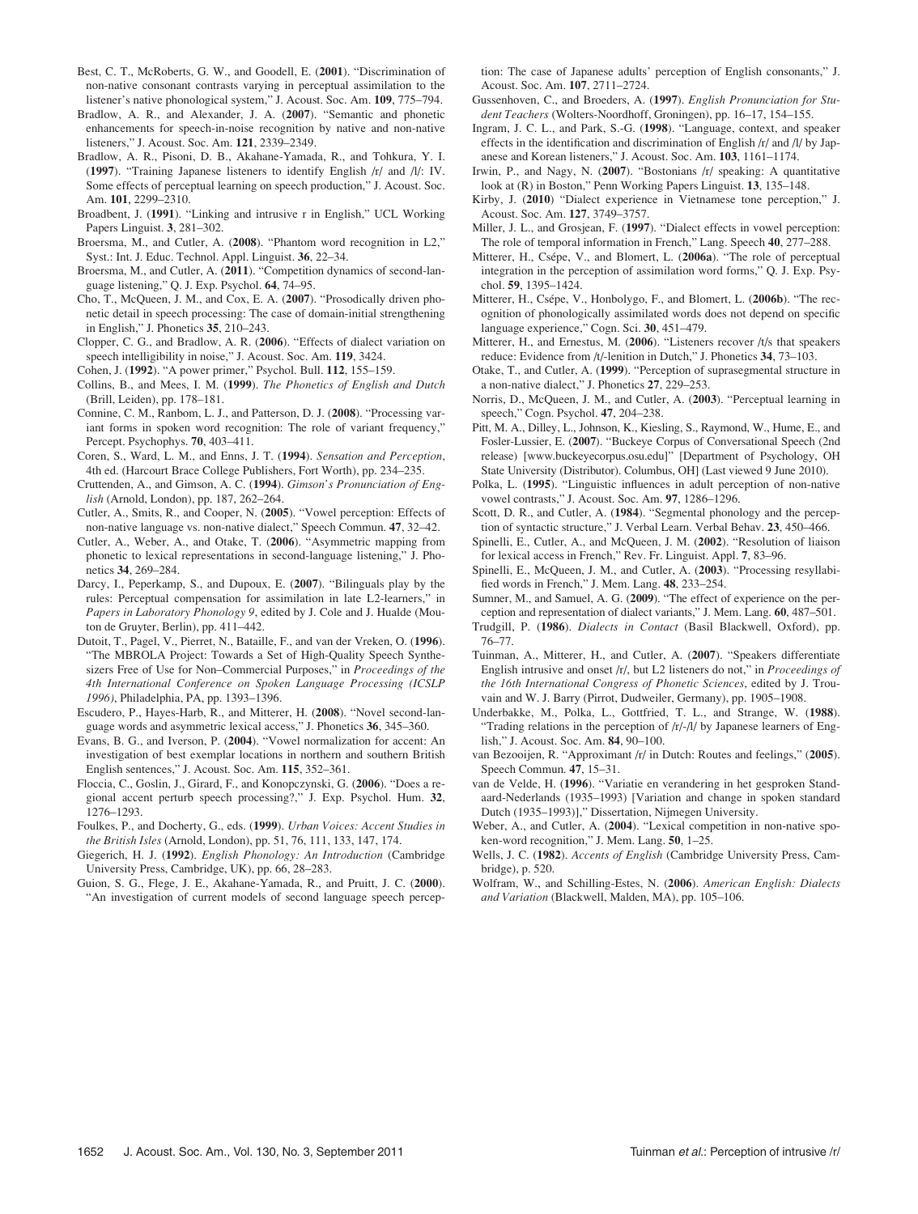Best, C. T., McRoberts, G. W., and Goodell, E. (**2001**). "Discrimination of non-native consonant contrasts varying in perceptual assimilation to the listener's native phonological system," J. Acoust. Soc. Am. **109**, 775–794.

Bradlow, A. R., and Alexander, J. A. (**2007**). "Semantic and phonetic enhancements for speech-in-noise recognition by native and non-native listeners," J. Acoust. Soc. Am. **121**, 2339–2349.

Bradlow, A. R., Pisoni, D. B., Akahane-Yamada, R., and Tohkura, Y. I. (**1997**). "Training Japanese listeners to identify English /r/ and /l/: IV. Some effects of perceptual learning on speech production," J. Acoust. Soc. Am. **101**, 2299–2310.

Broadbent, J. (**1991**). "Linking and intrusive r in English," UCL Working Papers Linguist. **3**, 281–302.

Broersma, M., and Cutler, A. (**2008**). "Phantom word recognition in L2," Syst.: Int. J. Educ. Technol. Appl. Linguist. **36**, 22–34.

Broersma, M., and Cutler, A. (**2011**). "Competition dynamics of second-language listening," Q. J. Exp. Psychol. **64**, 74–95.

Cho, T., McQueen, J. M., and Cox, E. A. (**2007**). "Prosodically driven phonetic detail in speech processing: The case of domain-initial strengthening in English," J. Phonetics **35**, 210–243.

Clopper, C. G., and Bradlow, A. R. (**2006**). "Effects of dialect variation on speech intelligibility in noise," J. Acoust. Soc. Am. **119**, 3424.

Cohen, J. (**1992**). "A power primer," Psychol. Bull. **112**, 155–159.

Collins, B., and Mees, I. M. (**1999**). *The Phonetics of English and Dutch* (Brill, Leiden), pp. 178–181.

Connine, C. M., Ranbom, L. J., and Patterson, D. J. (**2008**). "Processing variant forms in spoken word recognition: The role of variant frequency," Percept. Psychophys. **70**, 403–411.

Coren, S., Ward, L. M., and Enns, J. T. (**1994**). *Sensation and Perception*, 4th ed. (Harcourt Brace College Publishers, Fort Worth), pp. 234–235.

Cruttenden, A., and Gimson, A. C. (**1994**). *Gimson's Pronunciation of English* (Arnold, London), pp. 187, 262–264.

Cutler, A., Smits, R., and Cooper, N. (**2005**). "Vowel perception: Effects of non-native language vs. non-native dialect," Speech Commun. **47**, 32–42.

Cutler, A., Weber, A., and Otake, T. (**2006**). "Asymmetric mapping from phonetic to lexical representations in second-language listening," J. Phonetics **34**, 269–284.

Darcy, I., Peperkamp, S., and Dupoux, E. (**2007**). "Bilinguals play by the rules: Perceptual compensation for assimilation in late L2-learners," in *Papers in Laboratory Phonology 9*, edited by J. Cole and J. Hualde (Mouton de Gruyter, Berlin), pp. 411–442.

Dutoit, T., Pagel, V., Pierret, N., Bataille, F., and van der Vreken, O. (**1996**). "The MBROLA Project: Towards a Set of High-Quality Speech Synthesizers Free of Use for Non–Commercial Purposes," in *Proceedings of the 4th International Conference on Spoken Language Processing (ICSLP 1996)*, Philadelphia, PA, pp. 1393–1396.

Escudero, P., Hayes-Harb, R., and Mitterer, H. (**2008**). "Novel second-language words and asymmetric lexical access," J. Phonetics **36**, 345–360.

Evans, B. G., and Iverson, P. (**2004**). "Vowel normalization for accent: An investigation of best exemplar locations in northern and southern British English sentences," J. Acoust. Soc. Am. **115**, 352–361.

Floccia, C., Goslin, J., Girard, F., and Konopczynski, G. (**2006**). "Does a regional accent perturb speech processing?," J. Exp. Psychol. Hum. **32**, 1276–1293.

Foulkes, P., and Docherty, G., eds. (**1999**). *Urban Voices: Accent Studies in the British Isles* (Arnold, London), pp. 51, 76, 111, 133, 147, 174.

Giegerich, H. J. (**1992**). *English Phonology: An Introduction* (Cambridge University Press, Cambridge, UK), pp. 66, 28–283.

Guion, S. G., Flege, J. E., Akahane-Yamada, R., and Pruitt, J. C. (**2000**). "An investigation of current models of second language speech perception: The case of Japanese adults' perception of English consonants," J. Acoust. Soc. Am. **107**, 2711–2724.

Gussenhoven, C., and Broeders, A. (**1997**). *English Pronunciation for Student Teachers* (Wolters-Noordhoff, Groningen), pp. 16–17, 154–155.

Ingram, J. C. L., and Park, S.-G. (**1998**). "Language, context, and speaker effects in the identification and discrimination of English /r/ and /l/ by Japanese and Korean listeners," J. Acoust. Soc. Am. **103**, 1161–1174.

Irwin, P., and Nagy, N. (**2007**). "Bostonians /r/ speaking: A quantitative look at (R) in Boston," Penn Working Papers Linguist. **13**, 135–148.

Kirby, J. (**2010**) "Dialect experience in Vietnamese tone perception," J. Acoust. Soc. Am. **127**, 3749–3757.

Miller, J. L., and Grosjean, F. (**1997**). "Dialect effects in vowel perception: The role of temporal information in French," Lang. Speech **40**, 277–288.

Mitterer, H., Csépe, V., and Blomert, L. (**2006a**). "The role of perceptual integration in the perception of assimilation word forms," Q. J. Exp. Psychol. **59**, 1395–1424.

Mitterer, H., Csépe, V., Honbolygo, F., and Blomert, L. (**2006b**). "The recognition of phonologically assimilated words does not depend on specific language experience," Cogn. Sci. **30**, 451–479.

Mitterer, H., and Ernestus, M. (**2006**). "Listeners recover /t/s that speakers reduce: Evidence from /t/-lenition in Dutch," J. Phonetics **34**, 73–103.

Otake, T., and Cutler, A. (**1999**). "Perception of suprasegmental structure in a non-native dialect," J. Phonetics **27**, 229–253.

Norris, D., McQueen, J. M., and Cutler, A. (**2003**). "Perceptual learning in speech," Cogn. Psychol. **47**, 204–238.

Pitt, M. A., Dilley, L., Johnson, K., Kiesling, S., Raymond, W., Hume, E., and Fosler-Lussier, E. (**2007**). "Buckeye Corpus of Conversational Speech (2nd release) [www.buckeyecorpus.osu.edu]" [Department of Psychology, OH State University (Distributor). Columbus, OH] (Last viewed 9 June 2010).

Polka, L. (**1995**). "Linguistic influences in adult perception of non-native vowel contrasts," J. Acoust. Soc. Am. **97**, 1286–1296.

Scott, D. R., and Cutler, A. (**1984**). "Segmental phonology and the perception of syntactic structure," J. Verbal Learn. Verbal Behav. **23**, 450–466.

Spinelli, E., Cutler, A., and McQueen, J. M. (**2002**). "Resolution of liaison for lexical access in French," Rev. Fr. Linguist. Appl. **7**, 83–96.

Spinelli, E., McQueen, J. M., and Cutler, A. (**2003**). "Processing resyllabified words in French," J. Mem. Lang. **48**, 233–254.

Sumner, M., and Samuel, A. G. (**2009**). "The effect of experience on the perception and representation of dialect variants," J. Mem. Lang. **60**, 487–501.

Trudgill, P. (**1986**). *Dialects in Contact* (Basil Blackwell, Oxford), pp. 76–77.

Tuinman, A., Mitterer, H., and Cutler, A. (**2007**). "Speakers differentiate English intrusive and onset /r/, but L2 listeners do not," in *Proceedings of the 16th International Congress of Phonetic Sciences*, edited by J. Trouvain and W. J. Barry (Pirrot, Dudweiler, Germany), pp. 1905–1908.

Underbakke, M., Polka, L., Gottfried, T. L., and Strange, W. (**1988**). "Trading relations in the perception of /r/-/l/ by Japanese learners of English," J. Acoust. Soc. Am. **84**, 90–100.

van Bezooijen, R. "Approximant /r/ in Dutch: Routes and feelings," (**2005**). Speech Commun. **47**, 15–31.

van de Velde, H. (**1996**). "Variatie en verandering in het gesproken Standaard-Nederlands (1935–1993) [Variation and change in spoken standard Dutch (1935–1993)]," Dissertation, Nijmegen University.

Weber, A., and Cutler, A. (**2004**). "Lexical competition in non-native spoken-word recognition," J. Mem. Lang. **50**, 1–25.

Wells, J. C. (**1982**). *Accents of English* (Cambridge University Press, Cambridge), p. 520.

Wolfram, W., and Schilling-Estes, N. (**2006**). *American English: Dialects and Variation* (Blackwell, Malden, MA), pp. 105–106.